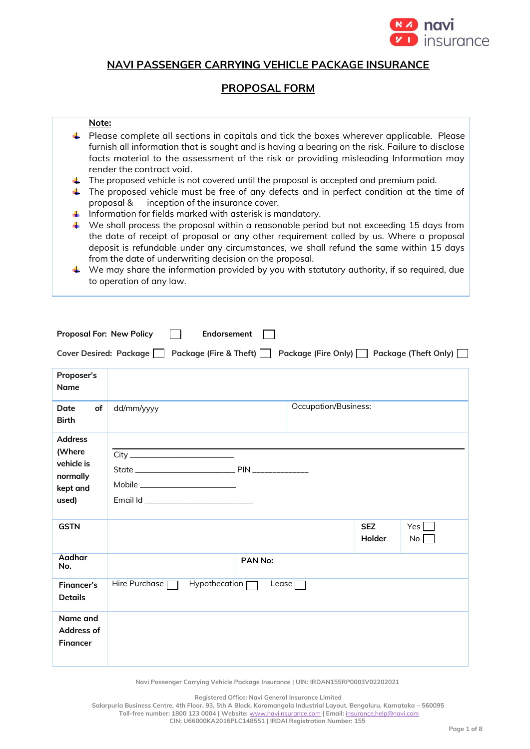# NAVI PASSENGER CARRYING VEHICLE PACKAGE INSURANCE

## PROPOSAL FORM

**Note:**

- Please complete all sections in capitals and tick the boxes wherever applicable. Please furnish all information that is sought and is having a bearing on the risk. Failure to disclose facts material to the assessment of the risk or providing misleading Information may render the contract void.
- The proposed vehicle is not covered until the proposal is accepted and premium paid.
- The proposed vehicle must be free of any defects and in perfect condition at the time of proposal & inception of the insurance cover.
- Information for fields marked with asterisk is mandatory.
- We shall process the proposal within a reasonable period but not exceeding 15 days from the date of receipt of proposal or any other requirement called by us. Where a proposal deposit is refundable under any circumstances, we shall refund the same within 15 days from the date of underwriting decision on the proposal.
- We may share the information provided by you with statutory authority, if so required, due to operation of any law.

**Proposal For: New Policy** ☐ **Endorsement** ☐

**Cover Desired: Package** ☐ **Package (Fire & Theft)** ☐ **Package (Fire Only)** ☐ **Package (Theft Only)** ☐

| | | | |
|---|---|---|---|
| **Proposer's Name** | | | |
| **Date of Birth** | dd/mm/yyyy | Occupation/Business: | |
| **Address (Where vehicle is normally kept and used)** | ______________________________<br>City ____________________<br>State ____________________ PIN ____________<br>Mobile ____________________<br>Email Id ______________________ | | |
| **GSTN** | | **SEZ Holder** | Yes ☐<br>No ☐ |
| **Aadhar No.** | | **PAN No:** | |
| **Financer's Details** | Hire Purchase ☐ Hypothecation ☐ Lease ☐ | | |
| **Name and Address of Financer** | | | |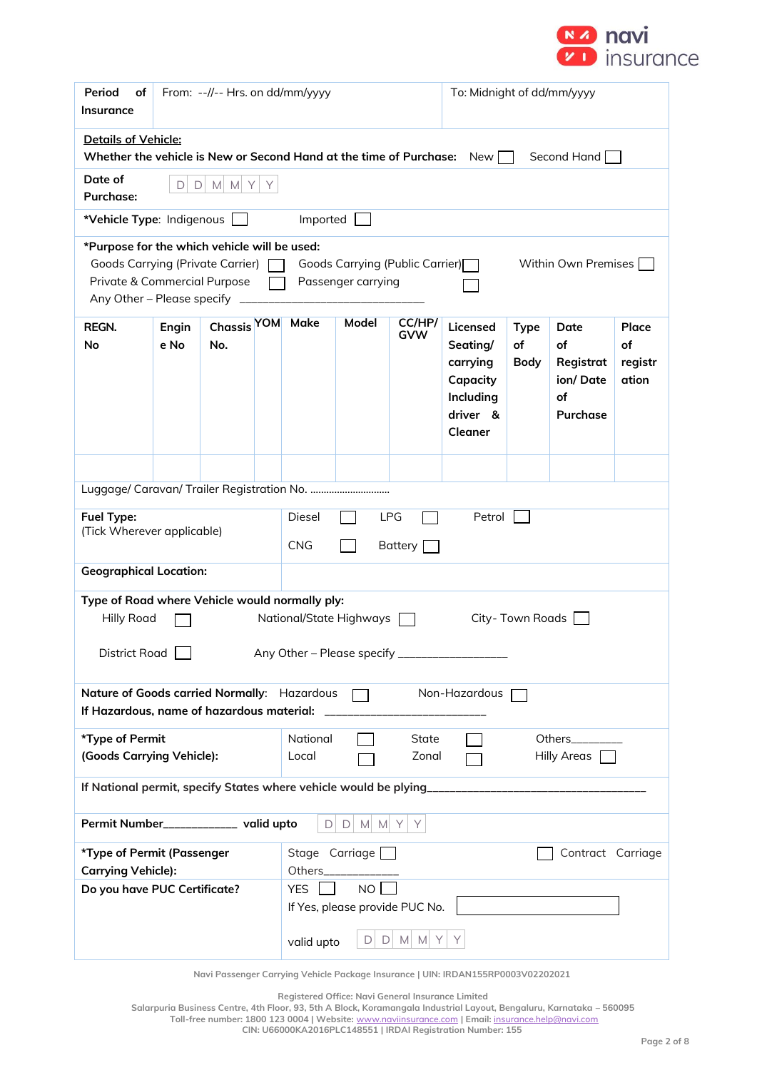| Period of Insurance | From: --//-- Hrs. on dd/mm/yyyy | To: Midnight of dd/mm/yyyy |
|---|---|---|

**Details of Vehicle:**
**Whether the vehicle is New or Second Hand at the time of Purchase:** New ☐ Second Hand ☐

**Date of Purchase:** D D M M Y Y

***Vehicle Type**: Indigenous ☐ Imported ☐

***Purpose for the which vehicle will be used:**
Goods Carrying (Private Carrier) ☐ Goods Carrying (Public Carrier) ☐ Within Own Premises ☐
Private & Commercial Purpose ☐ Passenger carrying ☐
Any Other – Please specify ______________________________

| REGN. No | Engine No | Chassis No. | YOM | Make | Model | CC/HP/ GVW | Licensed Seating/ carrying Capacity Including driver & Cleaner | Type of Body | Date of Registration/ Date of Purchase | Place of registration |
|---|---|---|---|---|---|---|---|---|---|---|
| | | | | | | | | | | |

Luggage/ Caravan/ Trailer Registration No. ..............................

| | |
|---|---|
| **Fuel Type:** (Tick Wherever applicable) | Diesel ☐ LPG ☐ Petrol ☐ CNG ☐ Battery ☐ |
| **Geographical Location:** | |

**Type of Road where Vehicle would normally ply:**
Hilly Road ☐ National/State Highways ☐ City- Town Roads ☐
District Road ☐ Any Other – Please specify _________________

**Nature of Goods carried Normally**: Hazardous ☐ Non-Hazardous ☐
**If Hazardous, name of hazardous material:** _________________________

| | |
|---|---|
| ***Type of Permit (Goods Carrying Vehicle):** | National ☐ State ☐ Others________ Local ☐ Zonal ☐ Hilly Areas ☐ |

**If National permit, specify States where vehicle would be plying**____________________________________

**Permit Number**____________ **valid upto** D D M M Y Y

| | |
|---|---|
| ***Type of Permit (Passenger Carrying Vehicle):** | Stage Carriage ☐ ☐ Contract Carriage Others____________ |
| **Do you have PUC Certificate?** | YES ☐ NO ☐ If Yes, please provide PUC No. ____________ valid upto D D M M Y Y |

Navi Passenger Carrying Vehicle Package Insurance | UIN: IRDAN155RP0003V02202021

Registered Office: Navi General Insurance Limited
Salarpuria Business Centre, 4th Floor, 93, 5th A Block, Koramangala Industrial Layout, Bengaluru, Karnataka – 560095
Toll-free number: 1800 123 0004 | Website: www.naviinsurance.com | Email: insurance.help@navi.com
CIN: U66000KA2016PLC148551 | IRDAI Registration Number: 155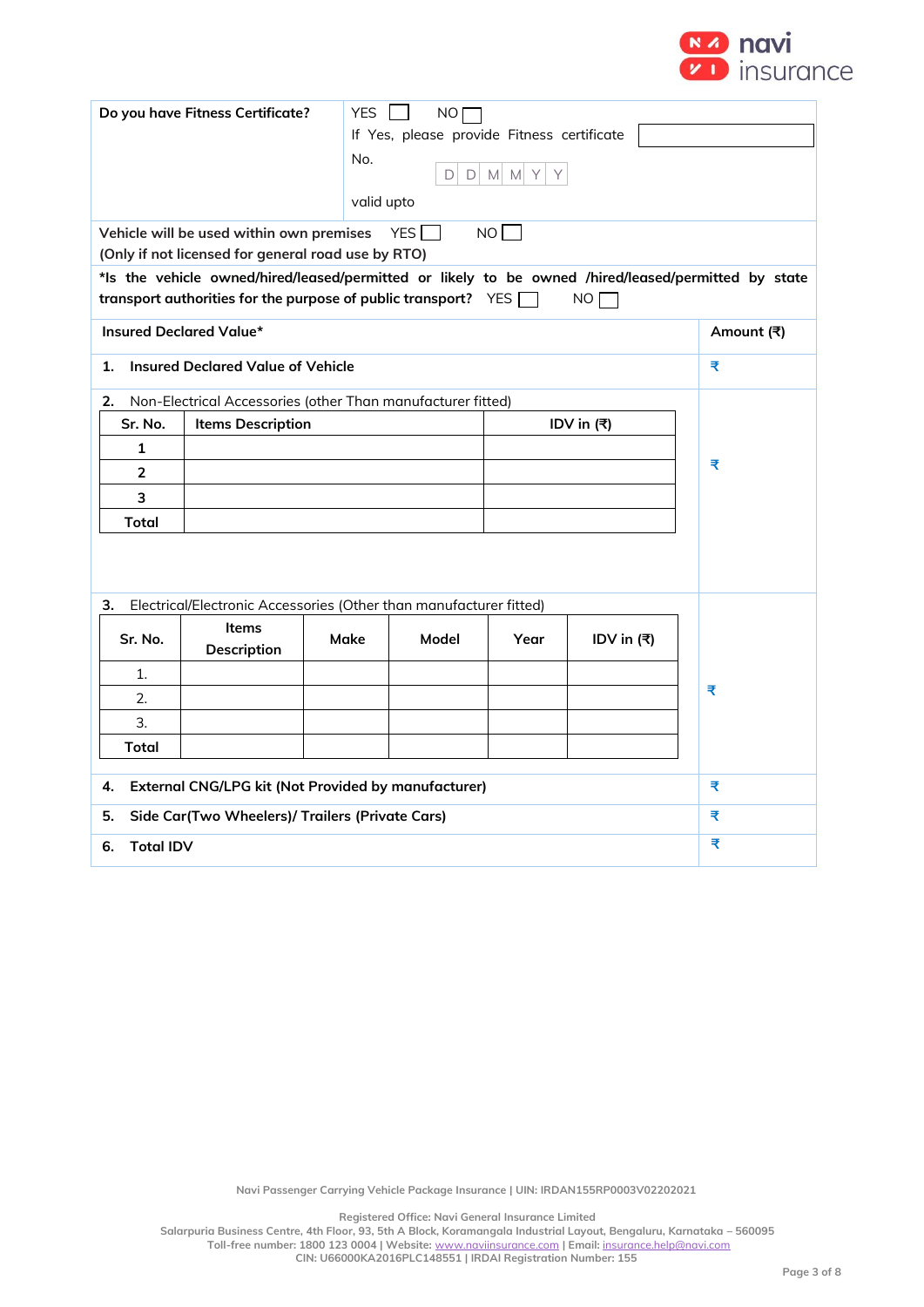| Do you have Fitness Certificate? | YES ☐ NO ☐<br>If Yes, please provide Fitness certificate No. ☐<br>D D M M Y Y<br>valid upto |
|---|---|

Vehicle will be used within own premises YES ☐ NO ☐
(Only if not licensed for general road use by RTO)

*Is the vehicle owned/hired/leased/permitted or likely to be owned /hired/leased/permitted by state transport authorities for the purpose of public transport? YES ☐ NO ☐

| Insured Declared Value* | Amount (₹) |
|---|---|
| 1. Insured Declared Value of Vehicle | ₹ |
| 2. Non-Electrical Accessories (other Than manufacturer fitted) | ₹ |
| 3. Electrical/Electronic Accessories (Other than manufacturer fitted) | ₹ |
| 4. External CNG/LPG kit (Not Provided by manufacturer) | ₹ |
| 5. Side Car(Two Wheelers)/ Trailers (Private Cars) | ₹ |
| 6. Total IDV | ₹ |

**2. Non-Electrical Accessories (other Than manufacturer fitted)**

| Sr. No. | Items Description | IDV in (₹) |
|---|---|---|
| 1 | | |
| 2 | | |
| 3 | | |
| Total | | |

**3. Electrical/Electronic Accessories (Other than manufacturer fitted)**

| Sr. No. | Items Description | Make | Model | Year | IDV in (₹) |
|---|---|---|---|---|---|
| 1. | | | | | |
| 2. | | | | | |
| 3. | | | | | |
| Total | | | | | |

Navi Passenger Carrying Vehicle Package Insurance | UIN: IRDAN155RP0003V02202021

Registered Office: Navi General Insurance Limited
Salarpuria Business Centre, 4th Floor, 93, 5th A Block, Koramangala Industrial Layout, Bengaluru, Karnataka – 560095
Toll-free number: 1800 123 0004 | Website: www.naviinsurance.com | Email: insurance.help@navi.com
CIN: U66000KA2016PLC148551 | IRDAI Registration Number: 155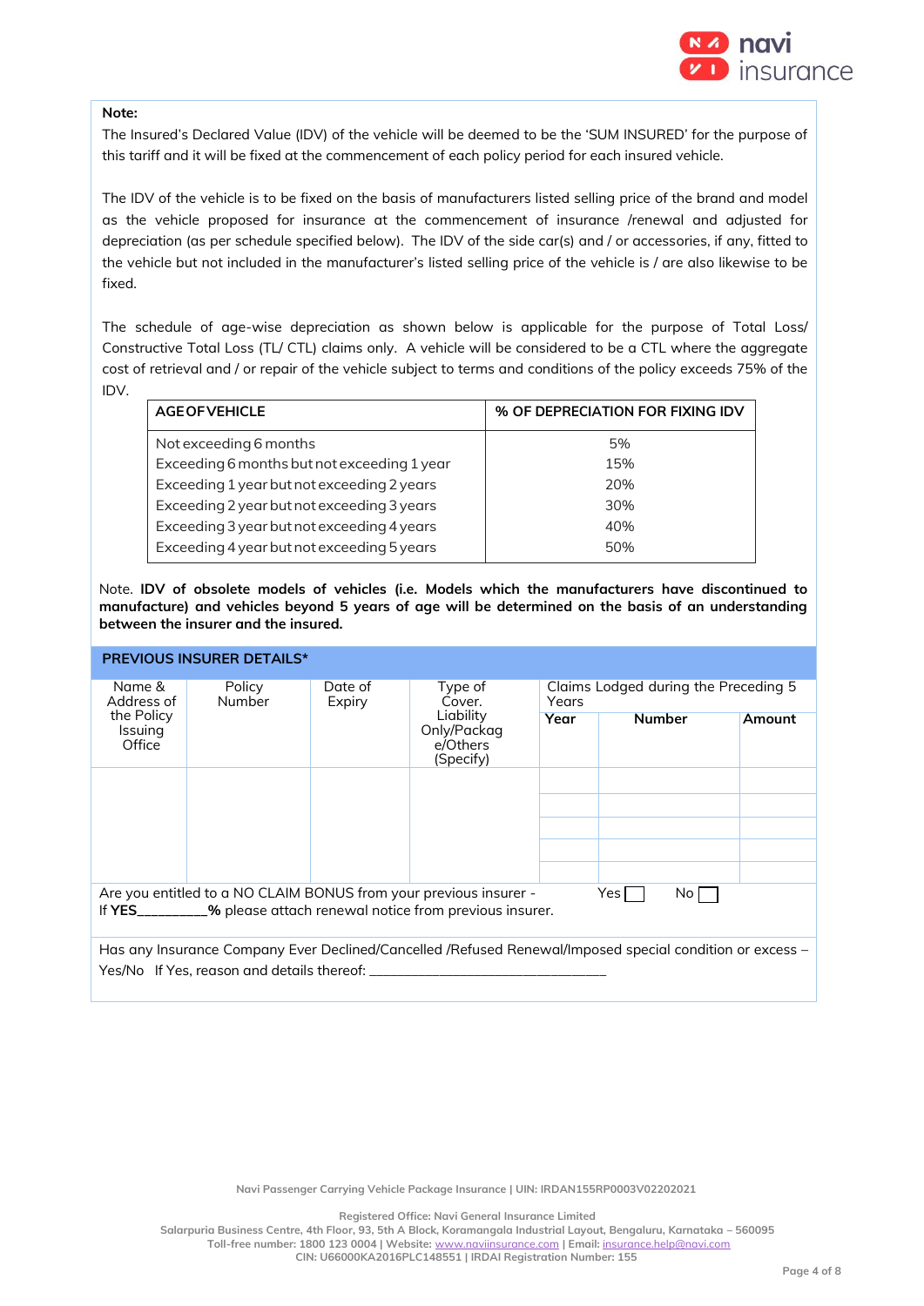**Note:**

The Insured's Declared Value (IDV) of the vehicle will be deemed to be the 'SUM INSURED' for the purpose of this tariff and it will be fixed at the commencement of each policy period for each insured vehicle.

The IDV of the vehicle is to be fixed on the basis of manufacturers listed selling price of the brand and model as the vehicle proposed for insurance at the commencement of insurance /renewal and adjusted for depreciation (as per schedule specified below). The IDV of the side car(s) and / or accessories, if any, fitted to the vehicle but not included in the manufacturer's listed selling price of the vehicle is / are also likewise to be fixed.

The schedule of age-wise depreciation as shown below is applicable for the purpose of Total Loss/ Constructive Total Loss (TL/ CTL) claims only. A vehicle will be considered to be a CTL where the aggregate cost of retrieval and / or repair of the vehicle subject to terms and conditions of the policy exceeds 75% of the IDV.

| AGE OF VEHICLE | % OF DEPRECIATION FOR FIXING IDV |
|---|---|
| Not exceeding 6 months | 5% |
| Exceeding 6 months but not exceeding 1 year | 15% |
| Exceeding 1 year but not exceeding 2 years | 20% |
| Exceeding 2 year but not exceeding 3 years | 30% |
| Exceeding 3 year but not exceeding 4 years | 40% |
| Exceeding 4 year but not exceeding 5 years | 50% |

Note. **IDV of obsolete models of vehicles (i.e. Models which the manufacturers have discontinued to manufacture) and vehicles beyond 5 years of age will be determined on the basis of an understanding between the insurer and the insured.**

## PREVIOUS INSURER DETAILS*

| Name & Address of the Policy Issuing Office | Policy Number | Date of Expiry | Type of Cover. Liability Only/Package/Others (Specify) | Claims Lodged during the Preceding 5 Years | | |
|---|---|---|---|---|---|---|
| | | | | **Year** | **Number** | **Amount** |
| | | | | | | |
| | | | | | | |
| | | | | | | |
| | | | | | | |
| | | | | | | |

Are you entitled to a NO CLAIM BONUS from your previous insurer - Yes ☐ No ☐
If **YES**_________**%** please attach renewal notice from previous insurer.

Has any Insurance Company Ever Declined/Cancelled /Refused Renewal/Imposed special condition or excess – Yes/No If Yes, reason and details thereof: ________________________________

Navi Passenger Carrying Vehicle Package Insurance | UIN: IRDAN155RP0003V02202021

Registered Office: Navi General Insurance Limited
Salarpuria Business Centre, 4th Floor, 93, 5th A Block, Koramangala Industrial Layout, Bengaluru, Karnataka – 560095
Toll-free number: 1800 123 0004 | Website: www.naviinsurance.com | Email: insurance.help@navi.com
CIN: U66000KA2016PLC148551 | IRDAI Registration Number: 155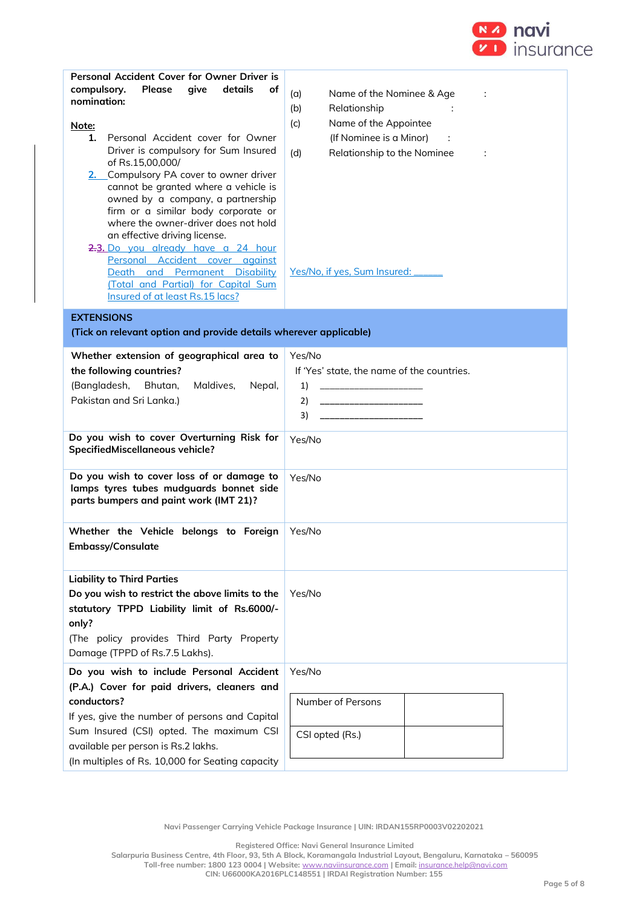| **Personal Accident Cover for Owner Driver is compulsory. Please give details of nomination:**<br><br>**Note:**<br>1. Personal Accident cover for Owner Driver is compulsory for Sum Insured of Rs.15,00,000/<br>2. Compulsory PA cover to owner driver cannot be granted where a vehicle is owned by a company, a partnership firm or a similar body corporate or where the owner-driver does not hold an effective driving license.<br>3. Do you already have a 24 hour Personal Accident cover against Death and Permanent Disability (Total and Partial) for Capital Sum Insured of at least Rs.15 lacs? | (a) Name of the Nominee & Age :<br>(b) Relationship :<br>(c) Name of the Appointee (If Nominee is a Minor) :<br>(d) Relationship to the Nominee :<br><br>Yes/No, if yes, Sum Insured: ______ |
|---|---|
| **EXTENSIONS**<br>**(Tick on relevant option and provide details wherever applicable)** | |
| **Whether extension of geographical area to the following countries?**<br>(Bangladesh, Bhutan, Maldives, Nepal, Pakistan and Sri Lanka.) | Yes/No<br>If 'Yes' state, the name of the countries.<br>1) ____________________<br>2) ____________________<br>3) ____________________ |
| **Do you wish to cover Overturning Risk for SpecifiedMiscellaneous vehicle?** | Yes/No |
| **Do you wish to cover loss of or damage to lamps tyres tubes mudguards bonnet side parts bumpers and paint work (IMT 21)?** | Yes/No |
| **Whether the Vehicle belongs to Foreign Embassy/Consulate** | Yes/No |
| **Liability to Third Parties**<br>**Do you wish to restrict the above limits to the statutory TPPD Liability limit of Rs.6000/- only?**<br>(The policy provides Third Party Property Damage (TPPD of Rs.7.5 Lakhs). | Yes/No |
| **Do you wish to include Personal Accident (P.A.) Cover for paid drivers, cleaners and conductors?**<br>If yes, give the number of persons and Capital Sum Insured (CSI) opted. The maximum CSI available per person is Rs.2 lakhs.<br>(In multiples of Rs. 10,000 for Seating capacity | Yes/No<br><br>Number of Persons: ______<br>CSI opted (Rs.): ______ |

Navi Passenger Carrying Vehicle Package Insurance | UIN: IRDAN155RP0003V02202021

Registered Office: Navi General Insurance Limited
Salarpuria Business Centre, 4th Floor, 93, 5th A Block, Koramangala Industrial Layout, Bengaluru, Karnataka – 560095
Toll-free number: 1800 123 0004 | Website: www.naviinsurance.com | Email: insurance.help@navi.com
CIN: U66000KA2016PLC148551 | IRDAI Registration Number: 155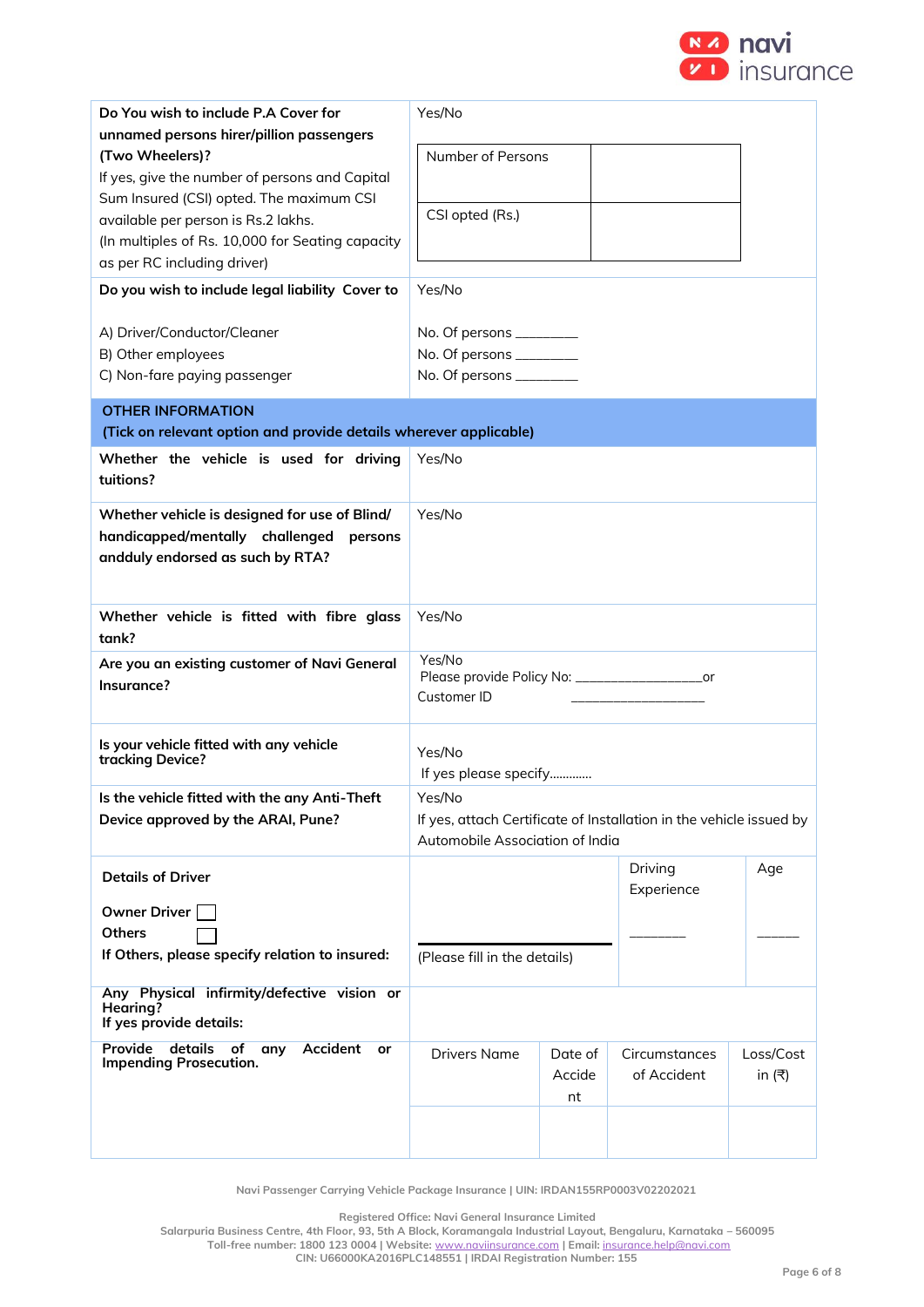| | |
|---|---|
| **Do You wish to include P.A Cover for unnamed persons hirer/pillion passengers (Two Wheelers)?** If yes, give the number of persons and Capital Sum Insured (CSI) opted. The maximum CSI available per person is Rs.2 lakhs. (In multiples of Rs. 10,000 for Seating capacity as per RC including driver) | Yes/No<br>Number of Persons: ______<br>CSI opted (Rs.): ______ |
| **Do you wish to include legal liability Cover to**<br>A) Driver/Conductor/Cleaner<br>B) Other employees<br>C) Non-fare paying passenger | Yes/No<br>No. Of persons ________<br>No. Of persons ________<br>No. Of persons ________ |

**OTHER INFORMATION**
**(Tick on relevant option and provide details wherever applicable)**

| | |
|---|---|
| **Whether the vehicle is used for driving tuitions?** | Yes/No |
| **Whether vehicle is designed for use of Blind/ handicapped/mentally challenged persons andduly endorsed as such by RTA?** | Yes/No |
| **Whether vehicle is fitted with fibre glass tank?** | Yes/No |
| **Are you an existing customer of Navi General Insurance?** | Yes/No<br>Please provide Policy No: _________________or<br>Customer ID ___________________ |
| **Is your vehicle fitted with any vehicle tracking Device?** | Yes/No<br>If yes please specify............ |
| **Is the vehicle fitted with the any Anti-Theft Device approved by the ARAI, Pune?** | Yes/No<br>If yes, attach Certificate of Installation in the vehicle issued by Automobile Association of India |

| **Details of Driver** | | Driving Experience | Age |
|---|---|---|---|
| Owner Driver ☐<br>Others ☐<br>**If Others, please specify relation to insured:** | (Please fill in the details) | _______ | _____ |
| **Any Physical infirmity/defective vision or Hearing?**<br>**If yes provide details:** | | | |

| **Provide details of any Accident or Impending Prosecution.** | Drivers Name | Date of Accident | Circumstances of Accident | Loss/Cost in (₹) |
|---|---|---|---|---|
| | | | | |

Navi Passenger Carrying Vehicle Package Insurance | UIN: IRDAN155RP0003V02202021

Registered Office: Navi General Insurance Limited
Salarpuria Business Centre, 4th Floor, 93, 5th A Block, Koramangala Industrial Layout, Bengaluru, Karnataka – 560095
Toll-free number: 1800 123 0004 | Website: www.naviinsurance.com | Email: insurance.help@navi.com
CIN: U66000KA2016PLC148551 | IRDAI Registration Number: 155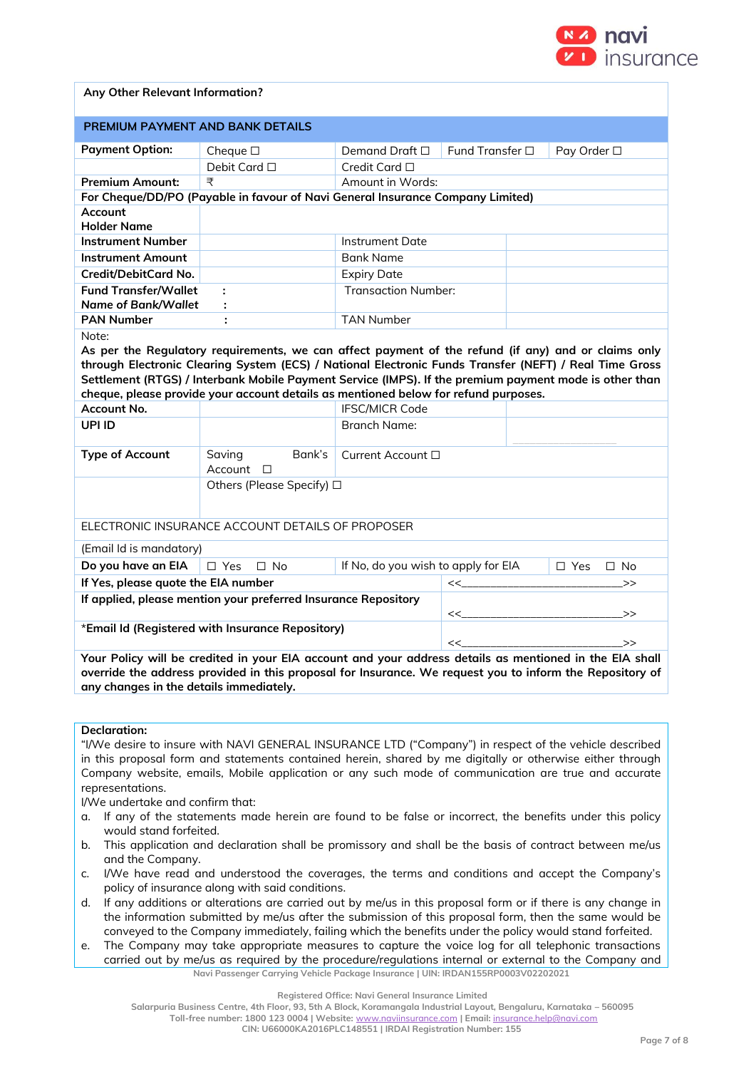| Any Other Relevant Information? | | | | |
|---|---|---|---|---|
| **PREMIUM PAYMENT AND BANK DETAILS** | | | | |
| **Payment Option:** | Cheque ☐ | Demand Draft ☐ | Fund Transfer ☐ | Pay Order ☐ |
| | Debit Card ☐ | Credit Card ☐ | | |
| **Premium Amount:** | ₹ | Amount in Words: | | |
| **For Cheque/DD/PO (Payable in favour of Navi General Insurance Company Limited)** | | | | |
| **Account Holder Name** | | | | |
| **Instrument Number** | | Instrument Date | | |
| **Instrument Amount** | | Bank Name | | |
| **Credit/DebitCard No.** | | Expiry Date | | |
| **Fund Transfer/Wallet Name of Bank/Wallet** | : : | Transaction Number: | | |
| **PAN Number** | : | TAN Number | | |

Note:
**As per the Regulatory requirements, we can affect payment of the refund (if any) and or claims only through Electronic Clearing System (ECS) / National Electronic Funds Transfer (NEFT) / Real Time Gross Settlement (RTGS) / Interbank Mobile Payment Service (IMPS). If the premium payment mode is other than cheque, please provide your account details as mentioned below for refund purposes.**

| **Account No.** | | IFSC/MICR Code | |
|---|---|---|---|
| **UPI ID** | | Branch Name: | |
| **Type of Account** | Saving Bank's Account ☐ | Current Account ☐ | |
| | Others (Please Specify) ☐ | | |

| ELECTRONIC INSURANCE ACCOUNT DETAILS OF PROPOSER | | | |
|---|---|---|---|
| (Email Id is mandatory) | | | |
| **Do you have an EIA** | ☐ Yes ☐ No | If No, do you wish to apply for EIA | ☐ Yes ☐ No |
| **If Yes, please quote the EIA number** | | <<\_\_\_\_\_\_\_\_\_\_\_\_\_\_\_\_\_\_\_\_\_\_\_\_\_>> | |
| **If applied, please mention your preferred Insurance Repository** | | <<\_\_\_\_\_\_\_\_\_\_\_\_\_\_\_\_\_\_\_\_\_\_\_\_\_>> | |
| ***Email Id (Registered with Insurance Repository)** | | <<\_\_\_\_\_\_\_\_\_\_\_\_\_\_\_\_\_\_\_\_\_\_\_\_\_>> | |

**Your Policy will be credited in your EIA account and your address details as mentioned in the EIA shall override the address provided in this proposal for Insurance. We request you to inform the Repository of any changes in the details immediately.**

**Declaration:**

"I/We desire to insure with NAVI GENERAL INSURANCE LTD ("Company") in respect of the vehicle described in this proposal form and statements contained herein, shared by me digitally or otherwise either through Company website, emails, Mobile application or any such mode of communication are true and accurate representations.

I/We undertake and confirm that:

a. If any of the statements made herein are found to be false or incorrect, the benefits under this policy would stand forfeited.
b. This application and declaration shall be promissory and shall be the basis of contract between me/us and the Company.
c. I/We have read and understood the coverages, the terms and conditions and accept the Company's policy of insurance along with said conditions.
d. If any additions or alterations are carried out by me/us in this proposal form or if there is any change in the information submitted by me/us after the submission of this proposal form, then the same would be conveyed to the Company immediately, failing which the benefits under the policy would stand forfeited.
e. The Company may take appropriate measures to capture the voice log for all telephonic transactions carried out by me/us as required by the procedure/regulations internal or external to the Company and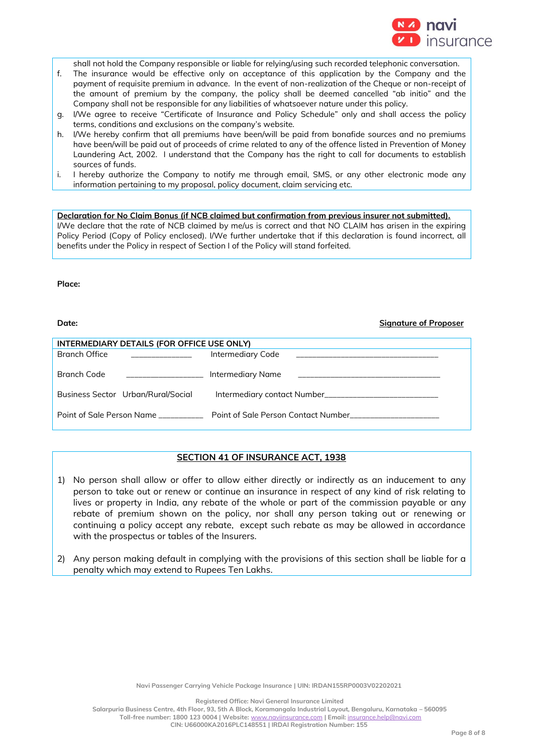shall not hold the Company responsible or liable for relying/using such recorded telephonic conversation.

f. The insurance would be effective only on acceptance of this application by the Company and the payment of requisite premium in advance. In the event of non-realization of the Cheque or non-receipt of the amount of premium by the company, the policy shall be deemed cancelled "ab initio" and the Company shall not be responsible for any liabilities of whatsoever nature under this policy.

g. I/We agree to receive "Certificate of Insurance and Policy Schedule" only and shall access the policy terms, conditions and exclusions on the company's website.

h. I/We hereby confirm that all premiums have been/will be paid from bonafide sources and no premiums have been/will be paid out of proceeds of crime related to any of the offence listed in Prevention of Money Laundering Act, 2002. I understand that the Company has the right to call for documents to establish sources of funds.

i. I hereby authorize the Company to notify me through email, SMS, or any other electronic mode any information pertaining to my proposal, policy document, claim servicing etc.

**Declaration for No Claim Bonus (if NCB claimed but confirmation from previous insurer not submitted).**

I/We declare that the rate of NCB claimed by me/us is correct and that NO CLAIM has arisen in the expiring Policy Period (Copy of Policy enclosed). I/We further undertake that if this declaration is found incorrect, all benefits under the Policy in respect of Section I of the Policy will stand forfeited.

**Place:**

**Date:** **Signature of Proposer**

| INTERMEDIARY DETAILS (FOR OFFICE USE ONLY) | |
|---|---|
| Branch Office ______________ | Intermediary Code ________________________________ |
| Branch Code __________________ | Intermediary Name ________________________________ |
| Business Sector Urban/Rural/Social | Intermediary contact Number__________________________ |
| Point of Sale Person Name __________ | Point of Sale Person Contact Number_____________________ |

## SECTION 41 OF INSURANCE ACT, 1938

1) No person shall allow or offer to allow either directly or indirectly as an inducement to any person to take out or renew or continue an insurance in respect of any kind of risk relating to lives or property in India, any rebate of the whole or part of the commission payable or any rebate of premium shown on the policy, nor shall any person taking out or renewing or continuing a policy accept any rebate, except such rebate as may be allowed in accordance with the prospectus or tables of the Insurers.

2) Any person making default in complying with the provisions of this section shall be liable for a penalty which may extend to Rupees Ten Lakhs.